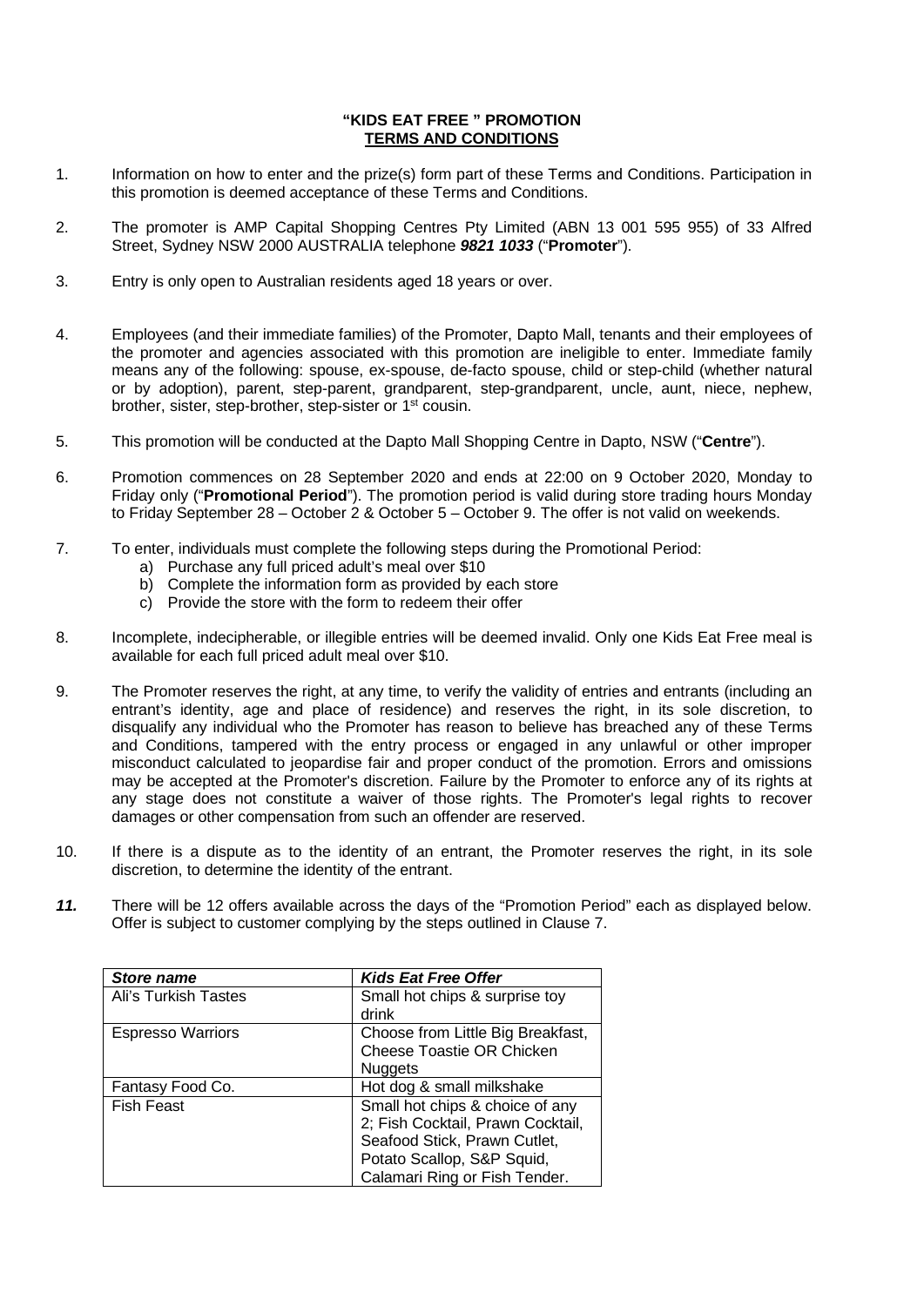**"KIDS EAT FREE " PROMOTION**
**TERMS AND CONDITIONS**

1. Information on how to enter and the prize(s) form part of these Terms and Conditions. Participation in this promotion is deemed acceptance of these Terms and Conditions.

2. The promoter is AMP Capital Shopping Centres Pty Limited (ABN 13 001 595 955) of 33 Alfred Street, Sydney NSW 2000 AUSTRALIA telephone ***9821 1033*** ("**Promoter**").

3. Entry is only open to Australian residents aged 18 years or over.

4. Employees (and their immediate families) of the Promoter, Dapto Mall, tenants and their employees of the promoter and agencies associated with this promotion are ineligible to enter. Immediate family means any of the following: spouse, ex-spouse, de-facto spouse, child or step-child (whether natural or by adoption), parent, step-parent, grandparent, step-grandparent, uncle, aunt, niece, nephew, brother, sister, step-brother, step-sister or 1st cousin.

5. This promotion will be conducted at the Dapto Mall Shopping Centre in Dapto, NSW ("**Centre**").

6. Promotion commences on 28 September 2020 and ends at 22:00 on 9 October 2020, Monday to Friday only ("**Promotional Period**"). The promotion period is valid during store trading hours Monday to Friday September 28 – October 2 & October 5 – October 9. The offer is not valid on weekends.

7. To enter, individuals must complete the following steps during the Promotional Period:
   a) Purchase any full priced adult's meal over $10
   b) Complete the information form as provided by each store
   c) Provide the store with the form to redeem their offer

8. Incomplete, indecipherable, or illegible entries will be deemed invalid. Only one Kids Eat Free meal is available for each full priced adult meal over $10.

9. The Promoter reserves the right, at any time, to verify the validity of entries and entrants (including an entrant's identity, age and place of residence) and reserves the right, in its sole discretion, to disqualify any individual who the Promoter has reason to believe has breached any of these Terms and Conditions, tampered with the entry process or engaged in any unlawful or other improper misconduct calculated to jeopardise fair and proper conduct of the promotion. Errors and omissions may be accepted at the Promoter's discretion. Failure by the Promoter to enforce any of its rights at any stage does not constitute a waiver of those rights. The Promoter's legal rights to recover damages or other compensation from such an offender are reserved.

10. If there is a dispute as to the identity of an entrant, the Promoter reserves the right, in its sole discretion, to determine the identity of the entrant.

***11.*** There will be 12 offers available across the days of the "Promotion Period" each as displayed below. Offer is subject to customer complying by the steps outlined in Clause 7.

| ***Store name*** | ***Kids Eat Free Offer*** |
|---|---|
| Ali's Turkish Tastes | Small hot chips & surprise toy drink |
| Espresso Warriors | Choose from Little Big Breakfast, Cheese Toastie OR Chicken Nuggets |
| Fantasy Food Co. | Hot dog & small milkshake |
| Fish Feast | Small hot chips & choice of any 2; Fish Cocktail, Prawn Cocktail, Seafood Stick, Prawn Cutlet, Potato Scallop, S&P Squid, Calamari Ring or Fish Tender. |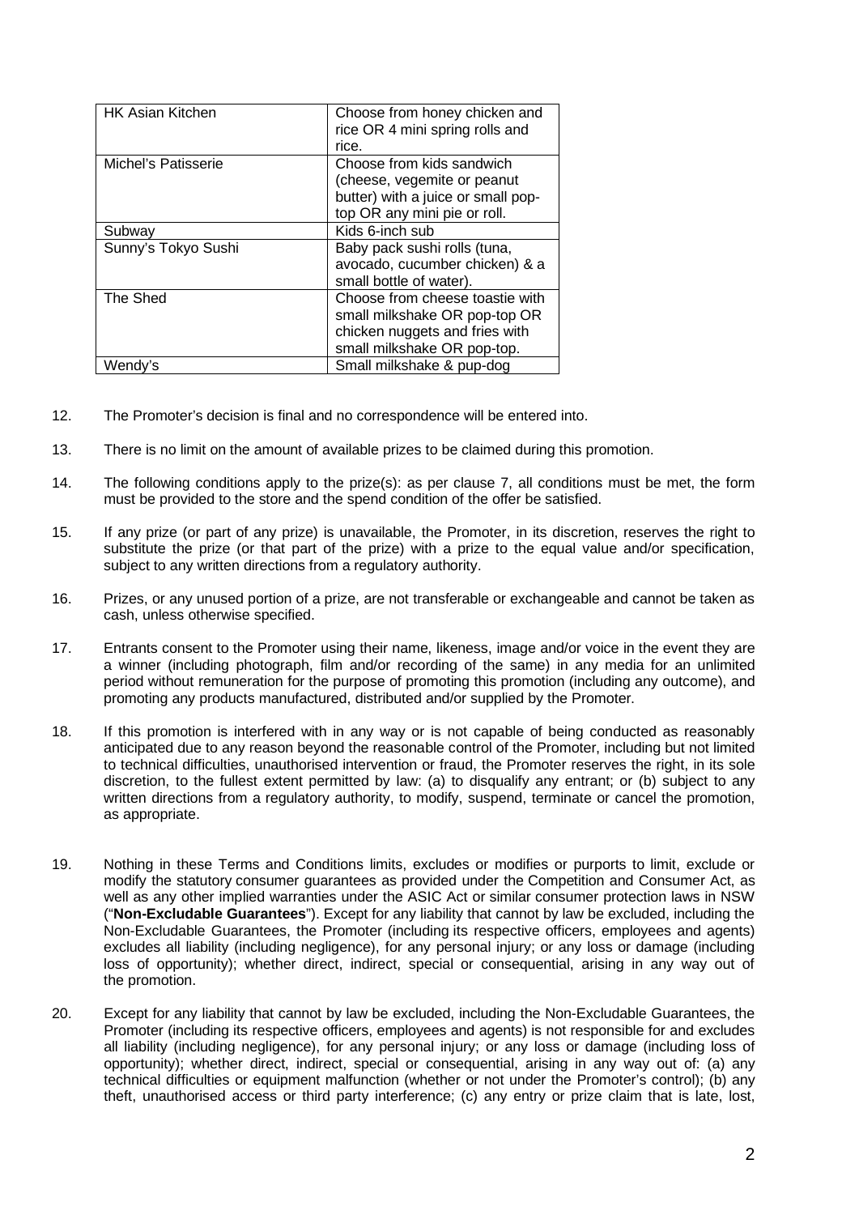| HK Asian Kitchen | Choose from honey chicken and rice OR 4 mini spring rolls and rice. |
|---|---|
| Michel's Patisserie | Choose from kids sandwich (cheese, vegemite or peanut butter) with a juice or small pop-top OR any mini pie or roll. |
| Subway | Kids 6-inch sub |
| Sunny's Tokyo Sushi | Baby pack sushi rolls (tuna, avocado, cucumber chicken) & a small bottle of water). |
| The Shed | Choose from cheese toastie with small milkshake OR pop-top OR chicken nuggets and fries with small milkshake OR pop-top. |
| Wendy's | Small milkshake & pup-dog |

12. The Promoter's decision is final and no correspondence will be entered into.

13. There is no limit on the amount of available prizes to be claimed during this promotion.

14. The following conditions apply to the prize(s): as per clause 7, all conditions must be met, the form must be provided to the store and the spend condition of the offer be satisfied.

15. If any prize (or part of any prize) is unavailable, the Promoter, in its discretion, reserves the right to substitute the prize (or that part of the prize) with a prize to the equal value and/or specification, subject to any written directions from a regulatory authority.

16. Prizes, or any unused portion of a prize, are not transferable or exchangeable and cannot be taken as cash, unless otherwise specified.

17. Entrants consent to the Promoter using their name, likeness, image and/or voice in the event they are a winner (including photograph, film and/or recording of the same) in any media for an unlimited period without remuneration for the purpose of promoting this promotion (including any outcome), and promoting any products manufactured, distributed and/or supplied by the Promoter.

18. If this promotion is interfered with in any way or is not capable of being conducted as reasonably anticipated due to any reason beyond the reasonable control of the Promoter, including but not limited to technical difficulties, unauthorised intervention or fraud, the Promoter reserves the right, in its sole discretion, to the fullest extent permitted by law: (a) to disqualify any entrant; or (b) subject to any written directions from a regulatory authority, to modify, suspend, terminate or cancel the promotion, as appropriate.

19. Nothing in these Terms and Conditions limits, excludes or modifies or purports to limit, exclude or modify the statutory consumer guarantees as provided under the Competition and Consumer Act, as well as any other implied warranties under the ASIC Act or similar consumer protection laws in NSW ("**Non-Excludable Guarantees**"). Except for any liability that cannot by law be excluded, including the Non-Excludable Guarantees, the Promoter (including its respective officers, employees and agents) excludes all liability (including negligence), for any personal injury; or any loss or damage (including loss of opportunity); whether direct, indirect, special or consequential, arising in any way out of the promotion.

20. Except for any liability that cannot by law be excluded, including the Non-Excludable Guarantees, the Promoter (including its respective officers, employees and agents) is not responsible for and excludes all liability (including negligence), for any personal injury; or any loss or damage (including loss of opportunity); whether direct, indirect, special or consequential, arising in any way out of: (a) any technical difficulties or equipment malfunction (whether or not under the Promoter's control); (b) any theft, unauthorised access or third party interference; (c) any entry or prize claim that is late, lost,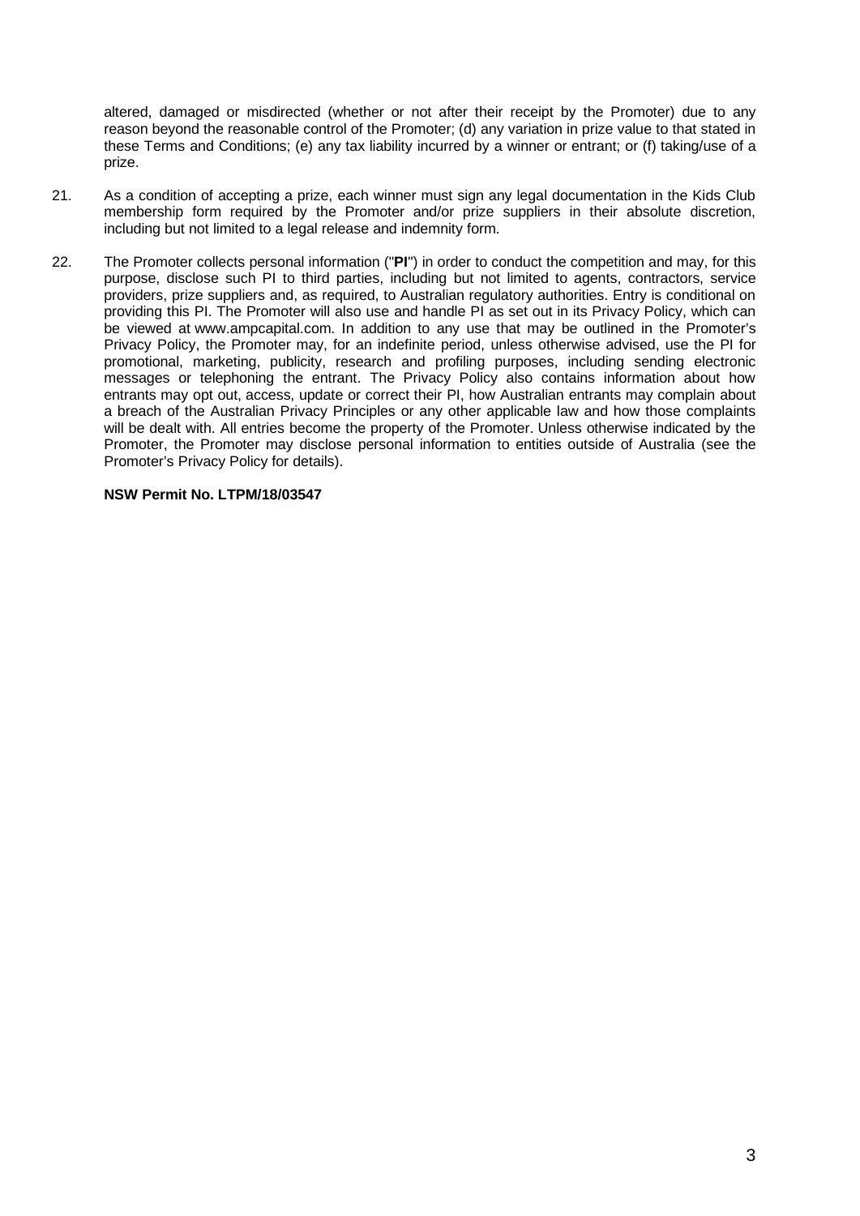altered, damaged or misdirected (whether or not after their receipt by the Promoter) due to any reason beyond the reasonable control of the Promoter; (d) any variation in prize value to that stated in these Terms and Conditions; (e) any tax liability incurred by a winner or entrant; or (f) taking/use of a prize.

21. As a condition of accepting a prize, each winner must sign any legal documentation in the Kids Club membership form required by the Promoter and/or prize suppliers in their absolute discretion, including but not limited to a legal release and indemnity form.

22. The Promoter collects personal information ("**PI**") in order to conduct the competition and may, for this purpose, disclose such PI to third parties, including but not limited to agents, contractors, service providers, prize suppliers and, as required, to Australian regulatory authorities. Entry is conditional on providing this PI. The Promoter will also use and handle PI as set out in its Privacy Policy, which can be viewed at www.ampcapital.com. In addition to any use that may be outlined in the Promoter's Privacy Policy, the Promoter may, for an indefinite period, unless otherwise advised, use the PI for promotional, marketing, publicity, research and profiling purposes, including sending electronic messages or telephoning the entrant. The Privacy Policy also contains information about how entrants may opt out, access, update or correct their PI, how Australian entrants may complain about a breach of the Australian Privacy Principles or any other applicable law and how those complaints will be dealt with. All entries become the property of the Promoter. Unless otherwise indicated by the Promoter, the Promoter may disclose personal information to entities outside of Australia (see the Promoter's Privacy Policy for details).

**NSW Permit No. LTPM/18/03547**